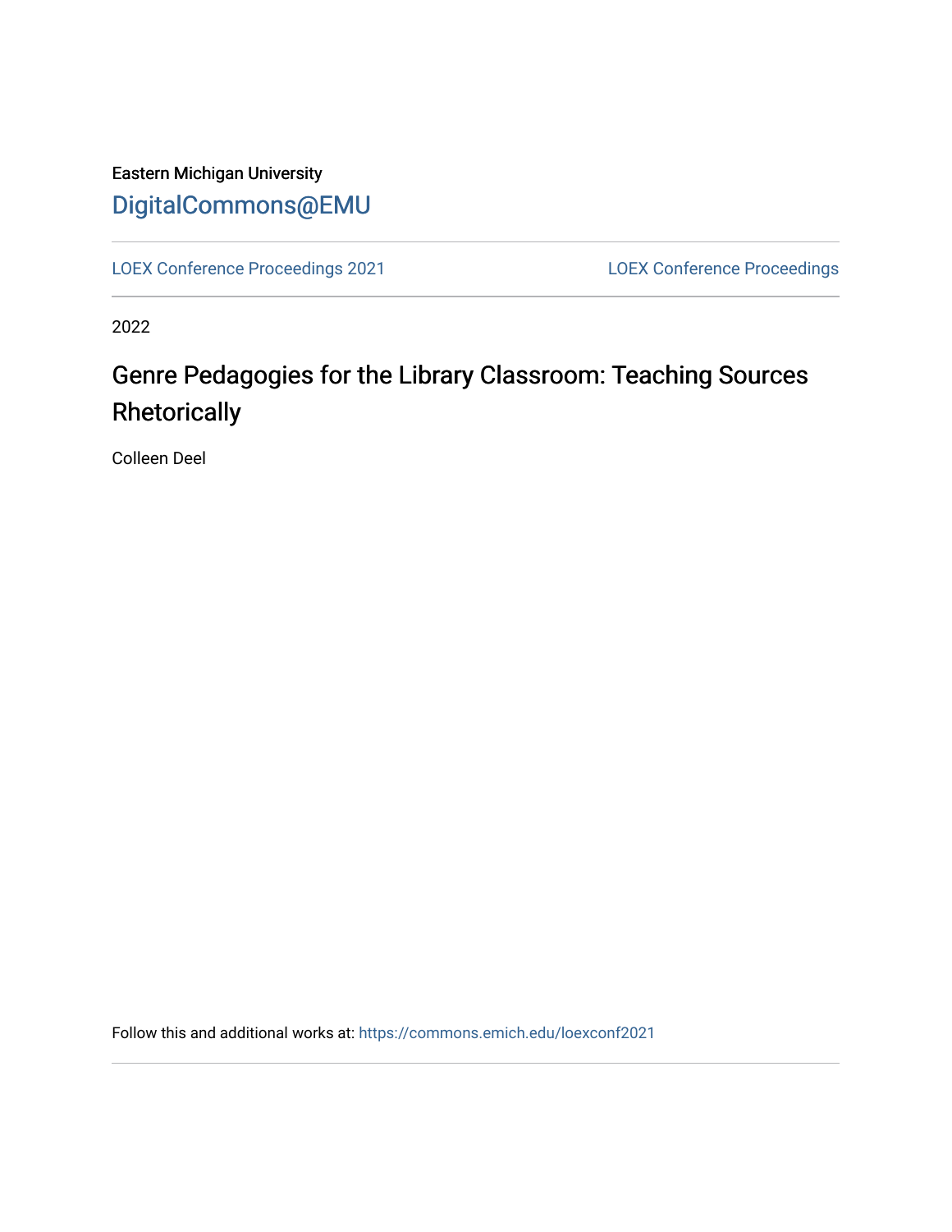Eastern Michigan University

DigitalCommons@EMU

LOEX Conference Proceedings 2021 | LOEX Conference Proceedings

2022

# Genre Pedagogies for the Library Classroom: Teaching Sources Rhetorically

Colleen Deel

Follow this and additional works at: https://commons.emich.edu/loexconf2021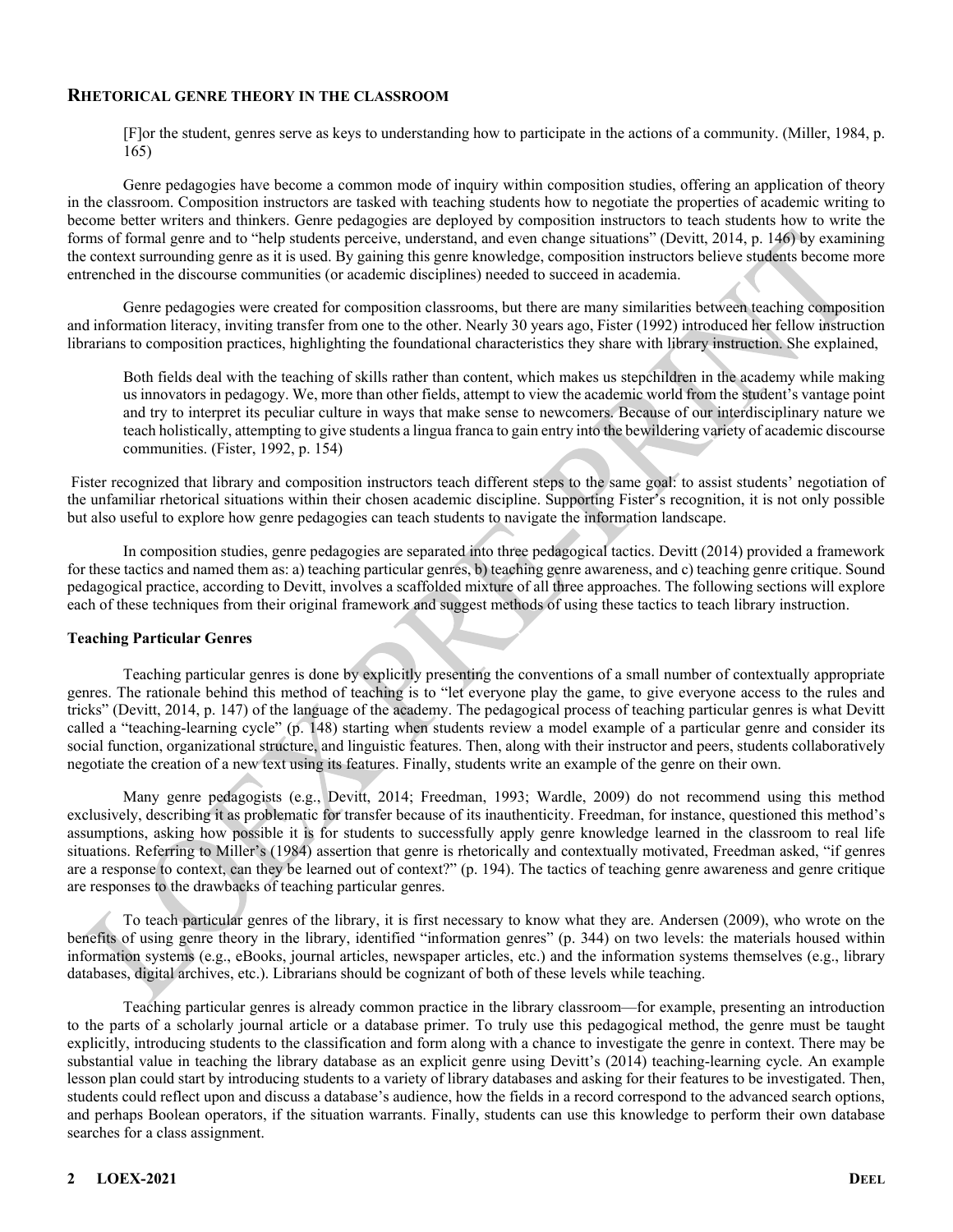## RHETORICAL GENRE THEORY IN THE CLASSROOM

> [F]or the student, genres serve as keys to understanding how to participate in the actions of a community. (Miller, 1984, p. 165)

Genre pedagogies have become a common mode of inquiry within composition studies, offering an application of theory in the classroom. Composition instructors are tasked with teaching students how to negotiate the properties of academic writing to become better writers and thinkers. Genre pedagogies are deployed by composition instructors to teach students how to write the forms of formal genre and to "help students perceive, understand, and even change situations" (Devitt, 2014, p. 146) by examining the context surrounding genre as it is used. By gaining this genre knowledge, composition instructors believe students become more entrenched in the discourse communities (or academic disciplines) needed to succeed in academia.

Genre pedagogies were created for composition classrooms, but there are many similarities between teaching composition and information literacy, inviting transfer from one to the other. Nearly 30 years ago, Fister (1992) introduced her fellow instruction librarians to composition practices, highlighting the foundational characteristics they share with library instruction. She explained,

> Both fields deal with the teaching of skills rather than content, which makes us stepchildren in the academy while making us innovators in pedagogy. We, more than other fields, attempt to view the academic world from the student's vantage point and try to interpret its peculiar culture in ways that make sense to newcomers. Because of our interdisciplinary nature we teach holistically, attempting to give students a lingua franca to gain entry into the bewildering variety of academic discourse communities. (Fister, 1992, p. 154)

Fister recognized that library and composition instructors teach different steps to the same goal: to assist students' negotiation of the unfamiliar rhetorical situations within their chosen academic discipline. Supporting Fister's recognition, it is not only possible but also useful to explore how genre pedagogies can teach students to navigate the information landscape.

In composition studies, genre pedagogies are separated into three pedagogical tactics. Devitt (2014) provided a framework for these tactics and named them as: a) teaching particular genres, b) teaching genre awareness, and c) teaching genre critique. Sound pedagogical practice, according to Devitt, involves a scaffolded mixture of all three approaches. The following sections will explore each of these techniques from their original framework and suggest methods of using these tactics to teach library instruction.

### Teaching Particular Genres

Teaching particular genres is done by explicitly presenting the conventions of a small number of contextually appropriate genres. The rationale behind this method of teaching is to "let everyone play the game, to give everyone access to the rules and tricks" (Devitt, 2014, p. 147) of the language of the academy. The pedagogical process of teaching particular genres is what Devitt called a "teaching-learning cycle" (p. 148) starting when students review a model example of a particular genre and consider its social function, organizational structure, and linguistic features. Then, along with their instructor and peers, students collaboratively negotiate the creation of a new text using its features. Finally, students write an example of the genre on their own.

Many genre pedagogists (e.g., Devitt, 2014; Freedman, 1993; Wardle, 2009) do not recommend using this method exclusively, describing it as problematic for transfer because of its inauthenticity. Freedman, for instance, questioned this method's assumptions, asking how possible it is for students to successfully apply genre knowledge learned in the classroom to real life situations. Referring to Miller's (1984) assertion that genre is rhetorically and contextually motivated, Freedman asked, "if genres are a response to context, can they be learned out of context?" (p. 194). The tactics of teaching genre awareness and genre critique are responses to the drawbacks of teaching particular genres.

To teach particular genres of the library, it is first necessary to know what they are. Andersen (2009), who wrote on the benefits of using genre theory in the library, identified "information genres" (p. 344) on two levels: the materials housed within information systems (e.g., eBooks, journal articles, newspaper articles, etc.) and the information systems themselves (e.g., library databases, digital archives, etc.). Librarians should be cognizant of both of these levels while teaching.

Teaching particular genres is already common practice in the library classroom—for example, presenting an introduction to the parts of a scholarly journal article or a database primer. To truly use this pedagogical method, the genre must be taught explicitly, introducing students to the classification and form along with a chance to investigate the genre in context. There may be substantial value in teaching the library database as an explicit genre using Devitt's (2014) teaching-learning cycle. An example lesson plan could start by introducing students to a variety of library databases and asking for their features to be investigated. Then, students could reflect upon and discuss a database's audience, how the fields in a record correspond to the advanced search options, and perhaps Boolean operators, if the situation warrants. Finally, students can use this knowledge to perform their own database searches for a class assignment.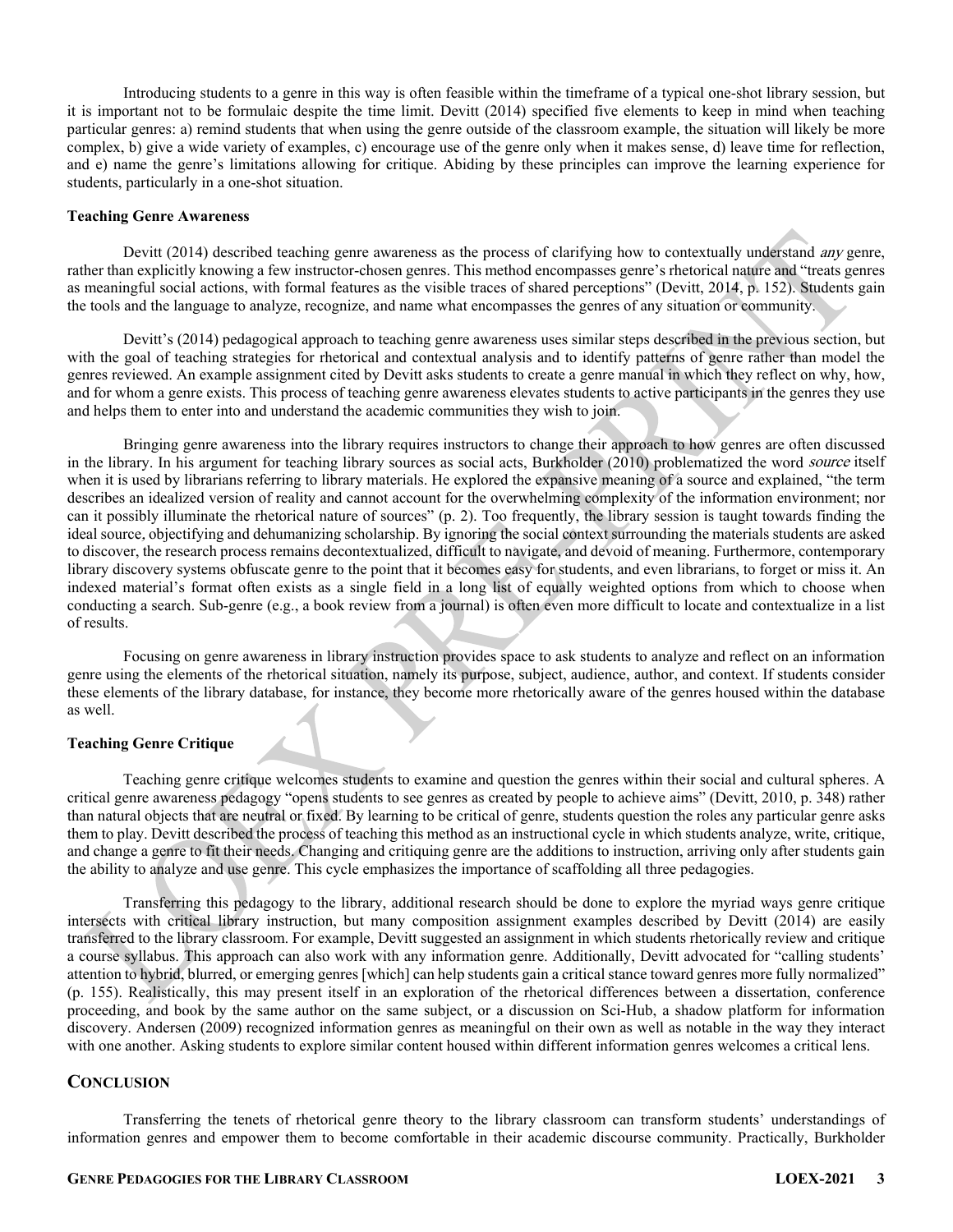Introducing students to a genre in this way is often feasible within the timeframe of a typical one-shot library session, but it is important not to be formulaic despite the time limit. Devitt (2014) specified five elements to keep in mind when teaching particular genres: a) remind students that when using the genre outside of the classroom example, the situation will likely be more complex, b) give a wide variety of examples, c) encourage use of the genre only when it makes sense, d) leave time for reflection, and e) name the genre's limitations allowing for critique. Abiding by these principles can improve the learning experience for students, particularly in a one-shot situation.

#### Teaching Genre Awareness

Devitt (2014) described teaching genre awareness as the process of clarifying how to contextually understand *any* genre, rather than explicitly knowing a few instructor-chosen genres. This method encompasses genre's rhetorical nature and "treats genres as meaningful social actions, with formal features as the visible traces of shared perceptions" (Devitt, 2014, p. 152). Students gain the tools and the language to analyze, recognize, and name what encompasses the genres of any situation or community.

Devitt's (2014) pedagogical approach to teaching genre awareness uses similar steps described in the previous section, but with the goal of teaching strategies for rhetorical and contextual analysis and to identify patterns of genre rather than model the genres reviewed. An example assignment cited by Devitt asks students to create a genre manual in which they reflect on why, how, and for whom a genre exists. This process of teaching genre awareness elevates students to active participants in the genres they use and helps them to enter into and understand the academic communities they wish to join.

Bringing genre awareness into the library requires instructors to change their approach to how genres are often discussed in the library. In his argument for teaching library sources as social acts, Burkholder (2010) problematized the word *source* itself when it is used by librarians referring to library materials. He explored the expansive meaning of a source and explained, "the term describes an idealized version of reality and cannot account for the overwhelming complexity of the information environment; nor can it possibly illuminate the rhetorical nature of sources" (p. 2). Too frequently, the library session is taught towards finding the ideal source, objectifying and dehumanizing scholarship. By ignoring the social context surrounding the materials students are asked to discover, the research process remains decontextualized, difficult to navigate, and devoid of meaning. Furthermore, contemporary library discovery systems obfuscate genre to the point that it becomes easy for students, and even librarians, to forget or miss it. An indexed material's format often exists as a single field in a long list of equally weighted options from which to choose when conducting a search. Sub-genre (e.g., a book review from a journal) is often even more difficult to locate and contextualize in a list of results.

Focusing on genre awareness in library instruction provides space to ask students to analyze and reflect on an information genre using the elements of the rhetorical situation, namely its purpose, subject, audience, author, and context. If students consider these elements of the library database, for instance, they become more rhetorically aware of the genres housed within the database as well.

#### Teaching Genre Critique

Teaching genre critique welcomes students to examine and question the genres within their social and cultural spheres. A critical genre awareness pedagogy "opens students to see genres as created by people to achieve aims" (Devitt, 2010, p. 348) rather than natural objects that are neutral or fixed. By learning to be critical of genre, students question the roles any particular genre asks them to play. Devitt described the process of teaching this method as an instructional cycle in which students analyze, write, critique, and change a genre to fit their needs. Changing and critiquing genre are the additions to instruction, arriving only after students gain the ability to analyze and use genre. This cycle emphasizes the importance of scaffolding all three pedagogies.

Transferring this pedagogy to the library, additional research should be done to explore the myriad ways genre critique intersects with critical library instruction, but many composition assignment examples described by Devitt (2014) are easily transferred to the library classroom. For example, Devitt suggested an assignment in which students rhetorically review and critique a course syllabus. This approach can also work with any information genre. Additionally, Devitt advocated for "calling students' attention to hybrid, blurred, or emerging genres [which] can help students gain a critical stance toward genres more fully normalized" (p. 155). Realistically, this may present itself in an exploration of the rhetorical differences between a dissertation, conference proceeding, and book by the same author on the same subject, or a discussion on Sci-Hub, a shadow platform for information discovery. Andersen (2009) recognized information genres as meaningful on their own as well as notable in the way they interact with one another. Asking students to explore similar content housed within different information genres welcomes a critical lens.

## Conclusion

Transferring the tenets of rhetorical genre theory to the library classroom can transform students' understandings of information genres and empower them to become comfortable in their academic discourse community. Practically, Burkholder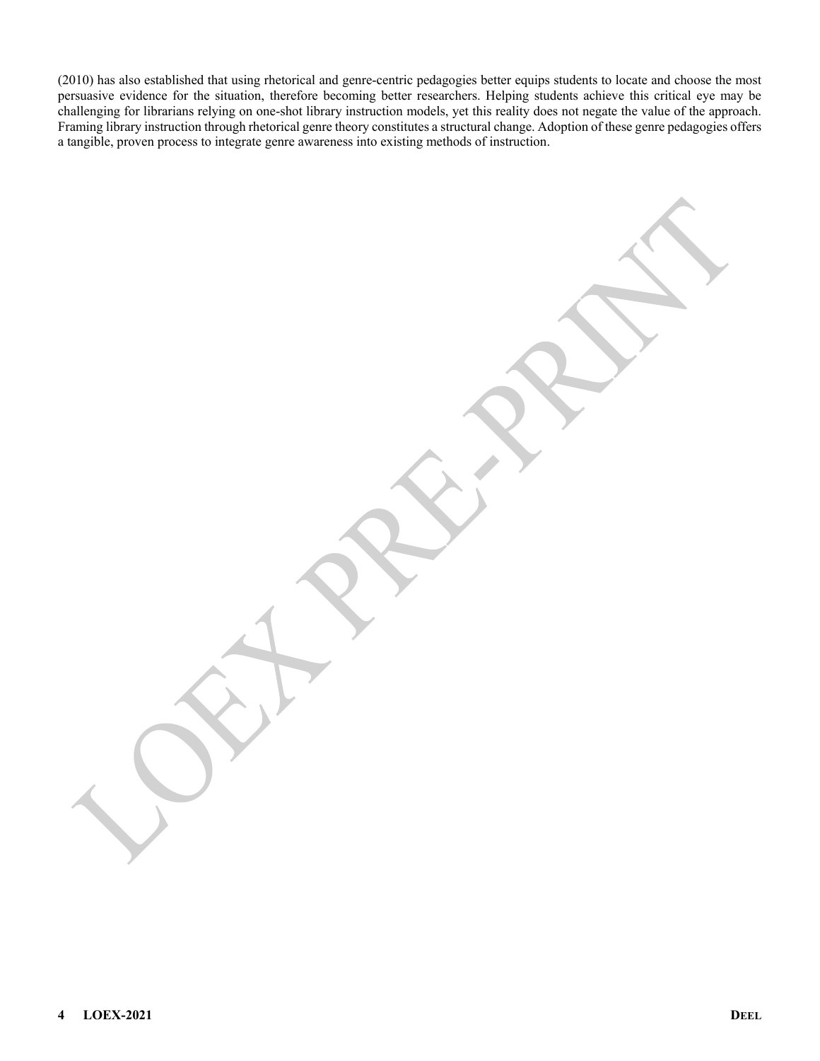(2010) has also established that using rhetorical and genre-centric pedagogies better equips students to locate and choose the most persuasive evidence for the situation, therefore becoming better researchers. Helping students achieve this critical eye may be challenging for librarians relying on one-shot library instruction models, yet this reality does not negate the value of the approach. Framing library instruction through rhetorical genre theory constitutes a structural change. Adoption of these genre pedagogies offers a tangible, proven process to integrate genre awareness into existing methods of instruction.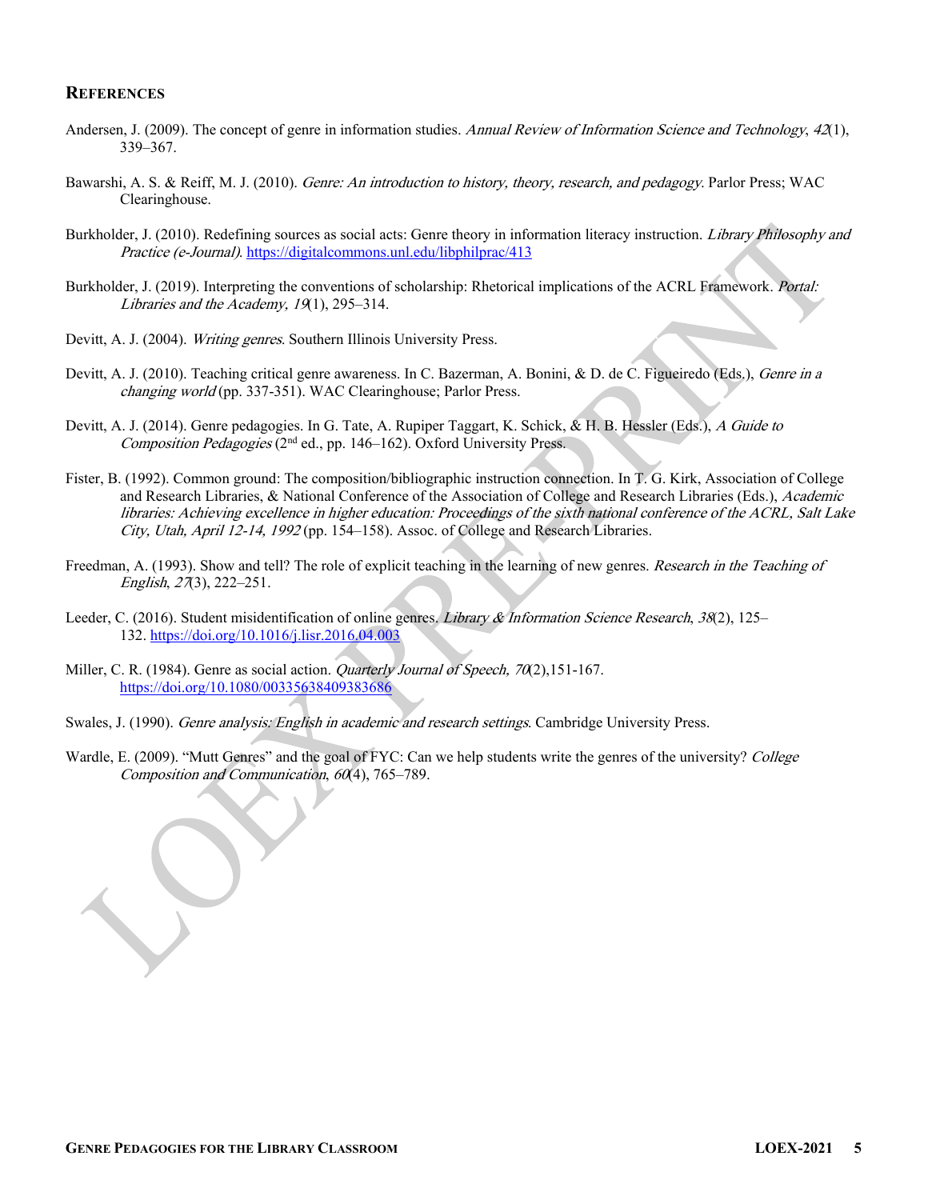## References

Andersen, J. (2009). The concept of genre in information studies. *Annual Review of Information Science and Technology*, *42*(1), 339–367.

Bawarshi, A. S. & Reiff, M. J. (2010). *Genre: An introduction to history, theory, research, and pedagogy*. Parlor Press; WAC Clearinghouse.

Burkholder, J. (2010). Redefining sources as social acts: Genre theory in information literacy instruction. *Library Philosophy and Practice (e-Journal)*. https://digitalcommons.unl.edu/libphilprac/413

Burkholder, J. (2019). Interpreting the conventions of scholarship: Rhetorical implications of the ACRL Framework. *Portal: Libraries and the Academy, 19*(1), 295–314.

Devitt, A. J. (2004). *Writing genres*. Southern Illinois University Press.

Devitt, A. J. (2010). Teaching critical genre awareness. In C. Bazerman, A. Bonini, & D. de C. Figueiredo (Eds.), *Genre in a changing world* (pp. 337-351). WAC Clearinghouse; Parlor Press.

Devitt, A. J. (2014). Genre pedagogies. In G. Tate, A. Rupiper Taggart, K. Schick, & H. B. Hessler (Eds.), *A Guide to Composition Pedagogies* (2nd ed., pp. 146–162). Oxford University Press.

Fister, B. (1992). Common ground: The composition/bibliographic instruction connection. In T. G. Kirk, Association of College and Research Libraries, & National Conference of the Association of College and Research Libraries (Eds.), *Academic libraries: Achieving excellence in higher education: Proceedings of the sixth national conference of the ACRL, Salt Lake City, Utah, April 12-14, 1992* (pp. 154–158). Assoc. of College and Research Libraries.

Freedman, A. (1993). Show and tell? The role of explicit teaching in the learning of new genres. *Research in the Teaching of English*, *27*(3), 222–251.

Leeder, C. (2016). Student misidentification of online genres. *Library & Information Science Research*, *38*(2), 125–132. https://doi.org/10.1016/j.lisr.2016.04.003

Miller, C. R. (1984). Genre as social action. *Quarterly Journal of Speech, 70*(2),151-167. https://doi.org/10.1080/00335638409383686

Swales, J. (1990). *Genre analysis: English in academic and research settings*. Cambridge University Press.

Wardle, E. (2009). "Mutt Genres" and the goal of FYC: Can we help students write the genres of the university? *College Composition and Communication*, *60*(4), 765–789.